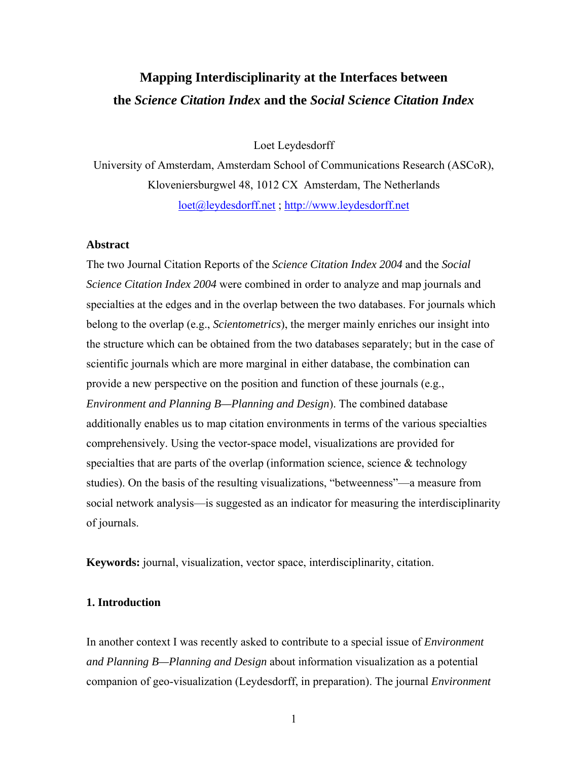# Mapping Interdisciplinarity at the Interfaces between the *Science Citation Index* and the *Social Science Citation Index*

Loet Leydesdorff

University of Amsterdam, Amsterdam School of Communications Research (ASCoR), Kloveniersburgwel 48, 1012 CX Amsterdam, The Netherlands

loet@leydesdorff.net ; http://www.leydesdorff.net

### Abstract

The two Journal Citation Reports of the *Science Citation Index 2004* and the *Social Science Citation Index 2004* were combined in order to analyze and map journals and specialties at the edges and in the overlap between the two databases. For journals which belong to the overlap (e.g., *Scientometrics*), the merger mainly enriches our insight into the structure which can be obtained from the two databases separately; but in the case of scientific journals which are more marginal in either database, the combination can provide a new perspective on the position and function of these journals (e.g., *Environment and Planning B—Planning and Design*). The combined database additionally enables us to map citation environments in terms of the various specialties comprehensively. Using the vector-space model, visualizations are provided for specialties that are parts of the overlap (information science, science & technology studies). On the basis of the resulting visualizations, "betweenness"—a measure from social network analysis—is suggested as an indicator for measuring the interdisciplinarity of journals.

**Keywords:** journal, visualization, vector space, interdisciplinarity, citation.

### 1. Introduction

In another context I was recently asked to contribute to a special issue of *Environment and Planning B—Planning and Design* about information visualization as a potential companion of geo-visualization (Leydesdorff, in preparation). The journal *Environment*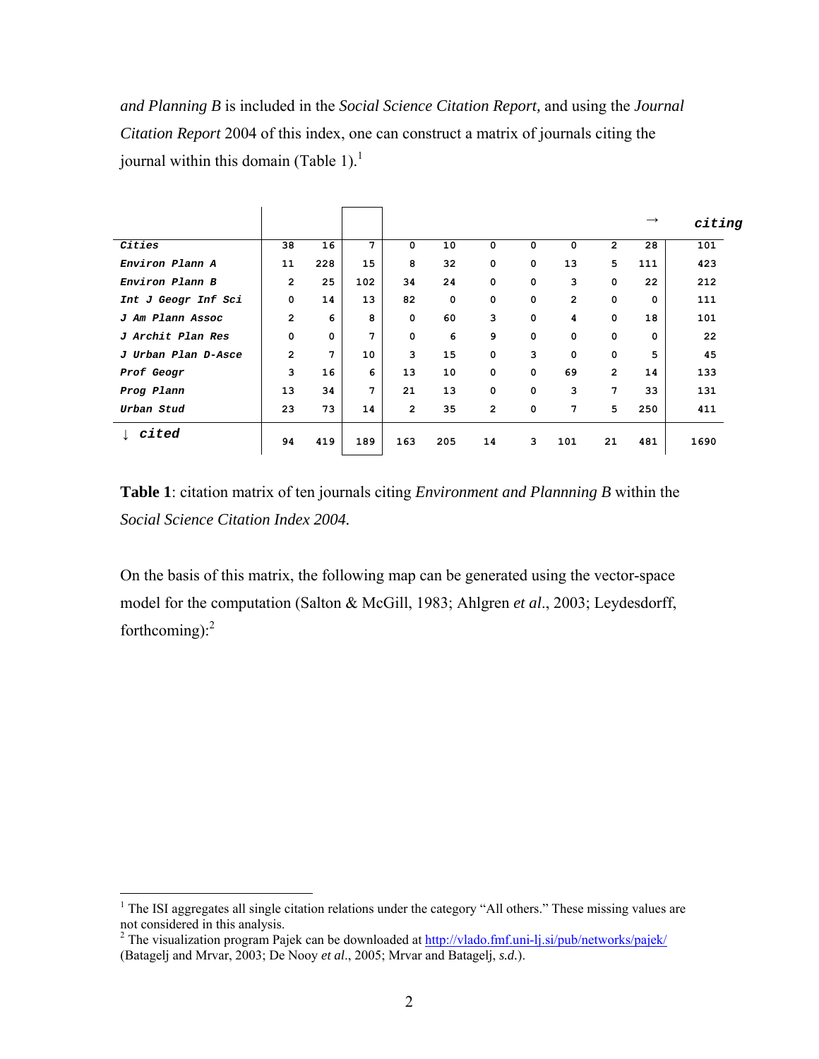*and Planning B* is included in the *Social Science Citation Report,* and using the *Journal Citation Report* 2004 of this index, one can construct a matrix of journals citing the journal within this domain (Table 1).[1]

| | | | | | | | | | | → | *citing* |
|---|---|---|---|---|---|---|---|---|---|---|---|
| *Cities* | 38 | 16 | 7 | 0 | 10 | 0 | 0 | 0 | 2 | 28 | 101 |
| *Environ Plann A* | 11 | 228 | 15 | 8 | 32 | 0 | 0 | 13 | 5 | 111 | 423 |
| *Environ Plann B* | 2 | 25 | 102 | 34 | 24 | 0 | 0 | 3 | 0 | 22 | 212 |
| *Int J Geogr Inf Sci* | 0 | 14 | 13 | 82 | 0 | 0 | 0 | 2 | 0 | 0 | 111 |
| *J Am Plann Assoc* | 2 | 6 | 8 | 0 | 60 | 3 | 0 | 4 | 0 | 18 | 101 |
| *J Archit Plan Res* | 0 | 0 | 7 | 0 | 6 | 9 | 0 | 0 | 0 | 0 | 22 |
| *J Urban Plan D-Asce* | 2 | 7 | 10 | 3 | 15 | 0 | 3 | 0 | 0 | 5 | 45 |
| *Prof Geogr* | 3 | 16 | 6 | 13 | 10 | 0 | 0 | 69 | 2 | 14 | 133 |
| *Prog Plann* | 13 | 34 | 7 | 21 | 13 | 0 | 0 | 3 | 7 | 33 | 131 |
| *Urban Stud* | 23 | 73 | 14 | 2 | 35 | 2 | 0 | 7 | 5 | 250 | 411 |
| ↓ *cited* | 94 | 419 | 189 | 163 | 205 | 14 | 3 | 101 | 21 | 481 | 1690 |

**Table 1**: citation matrix of ten journals citing *Environment and Plannning B* within the *Social Science Citation Index 2004.*

On the basis of this matrix, the following map can be generated using the vector-space model for the computation (Salton & McGill, 1983; Ahlgren *et al*., 2003; Leydesdorff, forthcoming):[2]

---

[1] The ISI aggregates all single citation relations under the category "All others." These missing values are not considered in this analysis.

[2] The visualization program Pajek can be downloaded at http://vlado.fmf.uni-lj.si/pub/networks/pajek/ (Batagelj and Mrvar, 2003; De Nooy *et al*., 2005; Mrvar and Batagelj, *s.d.*).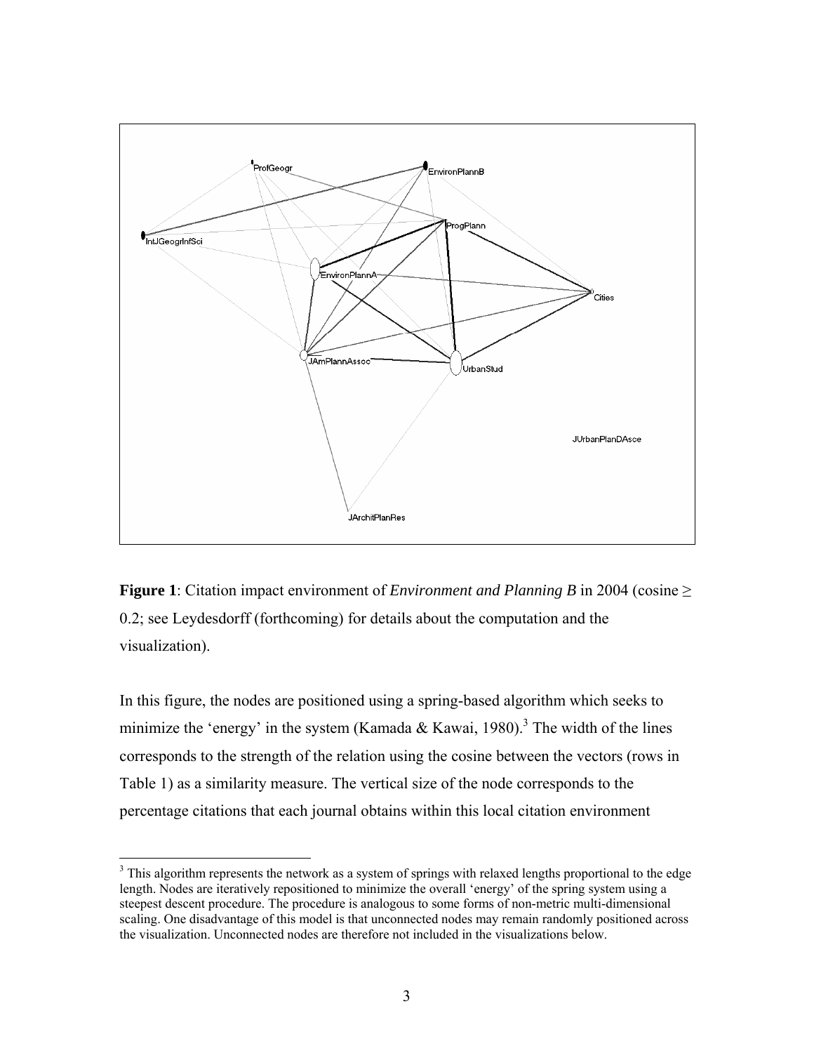**Figure 1**: Citation impact environment of *Environment and Planning B* in 2004 (cosine ≥ 0.2; see Leydesdorff (forthcoming) for details about the computation and the visualization).

In this figure, the nodes are positioned using a spring-based algorithm which seeks to minimize the 'energy' in the system (Kamada & Kawai, 1980).[3] The width of the lines corresponds to the strength of the relation using the cosine between the vectors (rows in Table 1) as a similarity measure. The vertical size of the node corresponds to the percentage citations that each journal obtains within this local citation environment

[3] This algorithm represents the network as a system of springs with relaxed lengths proportional to the edge length. Nodes are iteratively repositioned to minimize the overall 'energy' of the spring system using a steepest descent procedure. The procedure is analogous to some forms of non-metric multi-dimensional scaling. One disadvantage of this model is that unconnected nodes may remain randomly positioned across the visualization. Unconnected nodes are therefore not included in the visualizations below.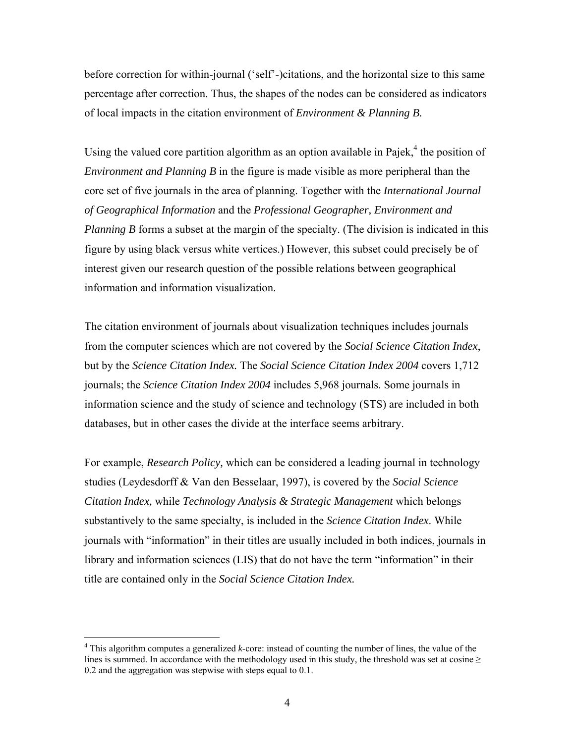before correction for within-journal ('self'-)citations, and the horizontal size to this same percentage after correction. Thus, the shapes of the nodes can be considered as indicators of local impacts in the citation environment of *Environment & Planning B.*

Using the valued core partition algorithm as an option available in Pajek,[4] the position of *Environment and Planning B* in the figure is made visible as more peripheral than the core set of five journals in the area of planning. Together with the *International Journal of Geographical Information* and the *Professional Geographer, Environment and Planning B* forms a subset at the margin of the specialty. (The division is indicated in this figure by using black versus white vertices.) However, this subset could precisely be of interest given our research question of the possible relations between geographical information and information visualization.

The citation environment of journals about visualization techniques includes journals from the computer sciences which are not covered by the *Social Science Citation Index*, but by the *Science Citation Index.* The *Social Science Citation Index 2004* covers 1,712 journals; the *Science Citation Index 2004* includes 5,968 journals. Some journals in information science and the study of science and technology (STS) are included in both databases, but in other cases the divide at the interface seems arbitrary.

For example, *Research Policy,* which can be considered a leading journal in technology studies (Leydesdorff & Van den Besselaar, 1997), is covered by the *Social Science Citation Index,* while *Technology Analysis & Strategic Management* which belongs substantively to the same specialty, is included in the *Science Citation Index*. While journals with "information" in their titles are usually included in both indices, journals in library and information sciences (LIS) that do not have the term "information" in their title are contained only in the *Social Science Citation Index.*

---

[4] This algorithm computes a generalized *k*-core: instead of counting the number of lines, the value of the lines is summed. In accordance with the methodology used in this study, the threshold was set at cosine ≥ 0.2 and the aggregation was stepwise with steps equal to 0.1.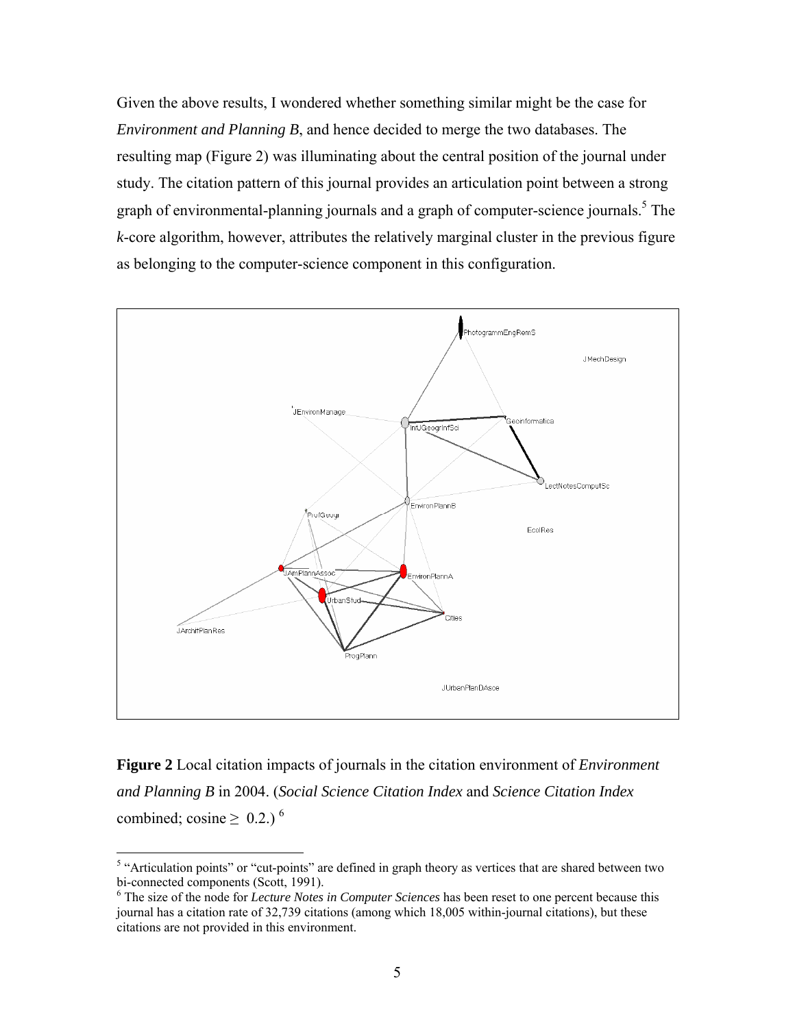Given the above results, I wondered whether something similar might be the case for *Environment and Planning B*, and hence decided to merge the two databases. The resulting map (Figure 2) was illuminating about the central position of the journal under study. The citation pattern of this journal provides an articulation point between a strong graph of environmental-planning journals and a graph of computer-science journals.[5] The *k*-core algorithm, however, attributes the relatively marginal cluster in the previous figure as belonging to the computer-science component in this configuration.

**Figure 2** Local citation impacts of journals in the citation environment of *Environment and Planning B* in 2004. (*Social Science Citation Index* and *Science Citation Index* combined; cosine $\geq$ 0.2.)[6]

---

[5] "Articulation points" or "cut-points" are defined in graph theory as vertices that are shared between two bi-connected components (Scott, 1991).

[6] The size of the node for *Lecture Notes in Computer Sciences* has been reset to one percent because this journal has a citation rate of 32,739 citations (among which 18,005 within-journal citations), but these citations are not provided in this environment.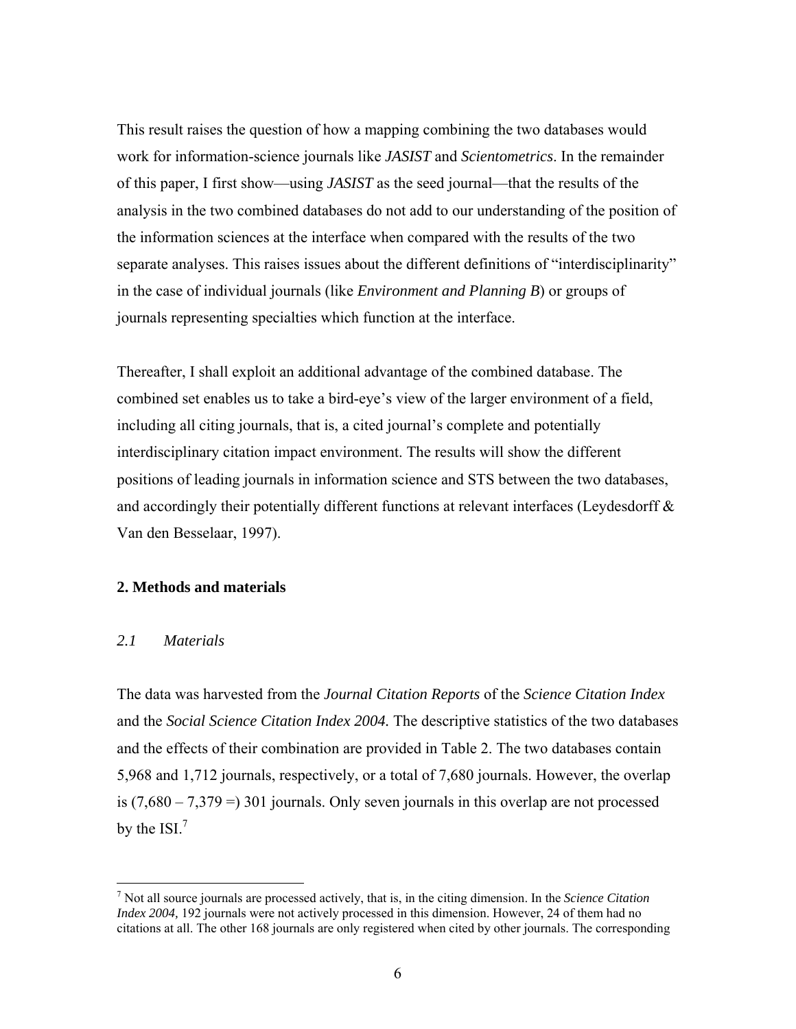This result raises the question of how a mapping combining the two databases would work for information-science journals like *JASIST* and *Scientometrics*. In the remainder of this paper, I first show—using *JASIST* as the seed journal—that the results of the analysis in the two combined databases do not add to our understanding of the position of the information sciences at the interface when compared with the results of the two separate analyses. This raises issues about the different definitions of "interdisciplinarity" in the case of individual journals (like *Environment and Planning B*) or groups of journals representing specialties which function at the interface.

Thereafter, I shall exploit an additional advantage of the combined database. The combined set enables us to take a bird-eye's view of the larger environment of a field, including all citing journals, that is, a cited journal's complete and potentially interdisciplinary citation impact environment. The results will show the different positions of leading journals in information science and STS between the two databases, and accordingly their potentially different functions at relevant interfaces (Leydesdorff & Van den Besselaar, 1997).

## 2. Methods and materials

### *2.1 Materials*

The data was harvested from the *Journal Citation Reports* of the *Science Citation Index* and the *Social Science Citation Index 2004.* The descriptive statistics of the two databases and the effects of their combination are provided in Table 2. The two databases contain 5,968 and 1,712 journals, respectively, or a total of 7,680 journals. However, the overlap is (7,680 – 7,379 =) 301 journals. Only seven journals in this overlap are not processed by the ISI.[7]

[7] Not all source journals are processed actively, that is, in the citing dimension. In the *Science Citation Index 2004,* 192 journals were not actively processed in this dimension. However, 24 of them had no citations at all. The other 168 journals are only registered when cited by other journals. The corresponding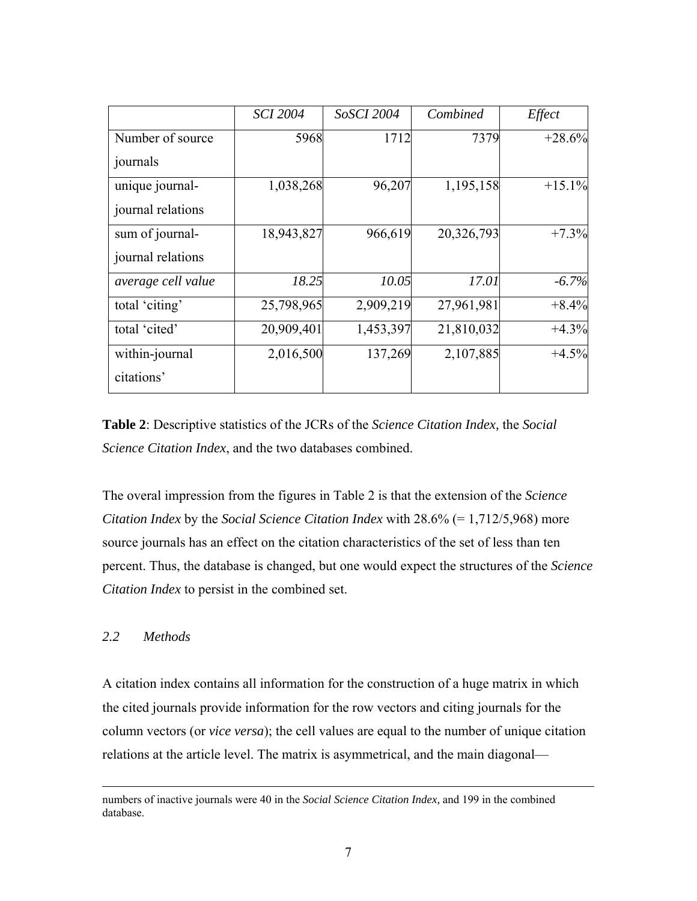| | *SCI 2004* | *SoSCI 2004* | *Combined* | *Effect* |
|---|---|---|---|---|
| Number of source journals | 5968 | 1712 | 7379 | +28.6% |
| unique journal-journal relations | 1,038,268 | 96,207 | 1,195,158 | +15.1% |
| sum of journal-journal relations | 18,943,827 | 966,619 | 20,326,793 | +7.3% |
| *average cell value* | *18.25* | *10.05* | *17.01* | *-6.7%* |
| total 'citing' | 25,798,965 | 2,909,219 | 27,961,981 | +8.4% |
| total 'cited' | 20,909,401 | 1,453,397 | 21,810,032 | +4.3% |
| within-journal citations' | 2,016,500 | 137,269 | 2,107,885 | +4.5% |

**Table 2**: Descriptive statistics of the JCRs of the *Science Citation Index,* the *Social Science Citation Index*, and the two databases combined.

The overal impression from the figures in Table 2 is that the extension of the *Science Citation Index* by the *Social Science Citation Index* with 28.6% (= 1,712/5,968) more source journals has an effect on the citation characteristics of the set of less than ten percent. Thus, the database is changed, but one would expect the structures of the *Science Citation Index* to persist in the combined set.

### *2.2 Methods*

A citation index contains all information for the construction of a huge matrix in which the cited journals provide information for the row vectors and citing journals for the column vectors (or *vice versa*); the cell values are equal to the number of unique citation relations at the article level. The matrix is asymmetrical, and the main diagonal—

---

numbers of inactive journals were 40 in the *Social Science Citation Index,* and 199 in the combined database.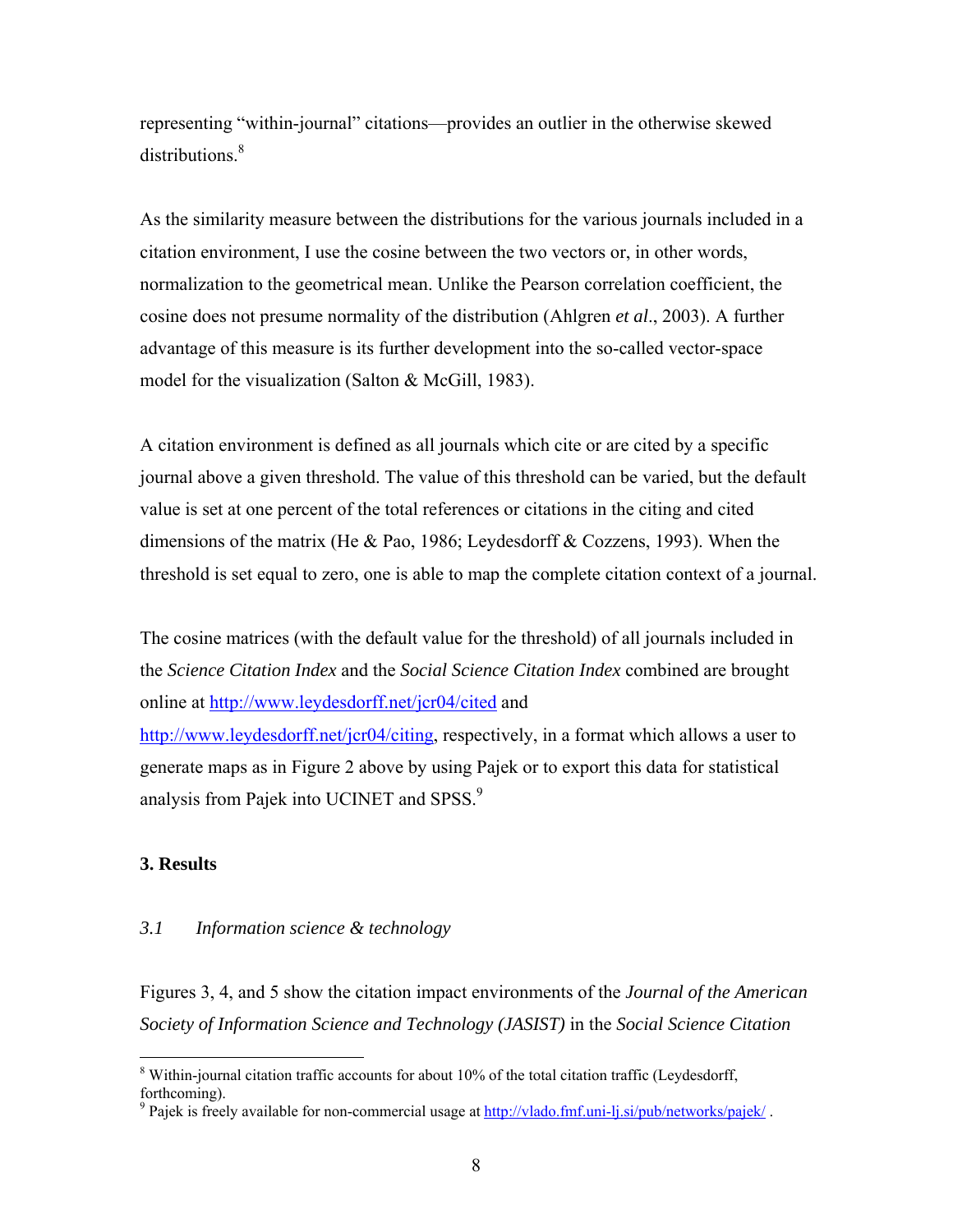representing "within-journal" citations—provides an outlier in the otherwise skewed distributions.[8]

As the similarity measure between the distributions for the various journals included in a citation environment, I use the cosine between the two vectors or, in other words, normalization to the geometrical mean. Unlike the Pearson correlation coefficient, the cosine does not presume normality of the distribution (Ahlgren *et al*., 2003). A further advantage of this measure is its further development into the so-called vector-space model for the visualization (Salton & McGill, 1983).

A citation environment is defined as all journals which cite or are cited by a specific journal above a given threshold. The value of this threshold can be varied, but the default value is set at one percent of the total references or citations in the citing and cited dimensions of the matrix (He & Pao, 1986; Leydesdorff & Cozzens, 1993). When the threshold is set equal to zero, one is able to map the complete citation context of a journal.

The cosine matrices (with the default value for the threshold) of all journals included in the *Science Citation Index* and the *Social Science Citation Index* combined are brought online at http://www.leydesdorff.net/jcr04/cited and http://www.leydesdorff.net/jcr04/citing, respectively, in a format which allows a user to generate maps as in Figure 2 above by using Pajek or to export this data for statistical analysis from Pajek into UCINET and SPSS.[9]

## 3. Results

### *3.1 Information science & technology*

Figures 3, 4, and 5 show the citation impact environments of the *Journal of the American Society of Information Science and Technology (JASIST)* in the *Social Science Citation*

---

[8] Within-journal citation traffic accounts for about 10% of the total citation traffic (Leydesdorff, forthcoming).

[9] Pajek is freely available for non-commercial usage at http://vlado.fmf.uni-lj.si/pub/networks/pajek/ .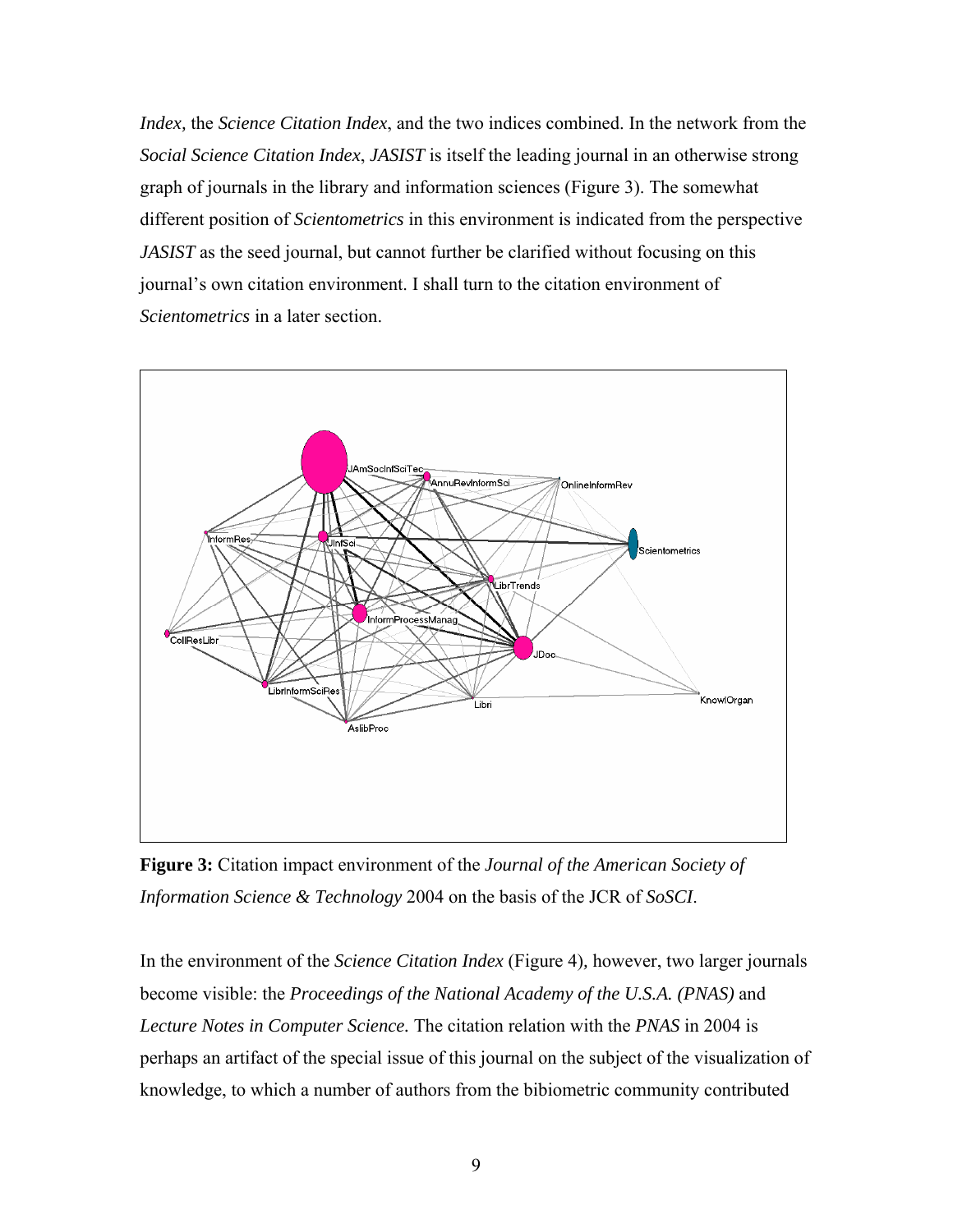*Index,* the *Science Citation Index*, and the two indices combined. In the network from the *Social Science Citation Index*, *JASIST* is itself the leading journal in an otherwise strong graph of journals in the library and information sciences (Figure 3). The somewhat different position of *Scientometrics* in this environment is indicated from the perspective *JASIST* as the seed journal, but cannot further be clarified without focusing on this journal's own citation environment. I shall turn to the citation environment of *Scientometrics* in a later section.

**Figure 3:** Citation impact environment of the *Journal of the American Society of Information Science & Technology* 2004 on the basis of the JCR of *SoSCI*.

In the environment of the *Science Citation Index* (Figure 4), however, two larger journals become visible: the *Proceedings of the National Academy of the U.S.A. (PNAS)* and *Lecture Notes in Computer Science.* The citation relation with the *PNAS* in 2004 is perhaps an artifact of the special issue of this journal on the subject of the visualization of knowledge, to which a number of authors from the bibiometric community contributed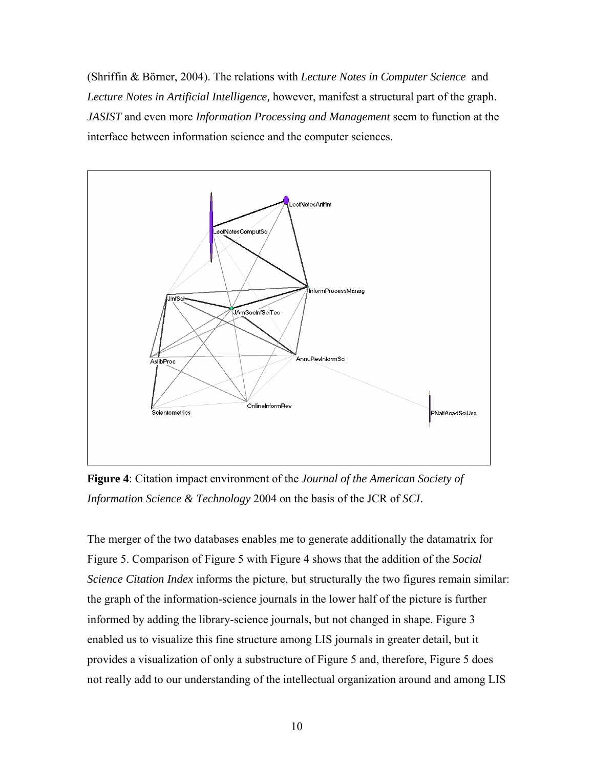(Shriffin & Börner, 2004). The relations with *Lecture Notes in Computer Science* and *Lecture Notes in Artificial Intelligence,* however, manifest a structural part of the graph. *JASIST* and even more *Information Processing and Management* seem to function at the interface between information science and the computer sciences.

**Figure 4**: Citation impact environment of the *Journal of the American Society of Information Science & Technology* 2004 on the basis of the JCR of *SCI*.

The merger of the two databases enables me to generate additionally the datamatrix for Figure 5. Comparison of Figure 5 with Figure 4 shows that the addition of the *Social Science Citation Index* informs the picture, but structurally the two figures remain similar: the graph of the information-science journals in the lower half of the picture is further informed by adding the library-science journals, but not changed in shape. Figure 3 enabled us to visualize this fine structure among LIS journals in greater detail, but it provides a visualization of only a substructure of Figure 5 and, therefore, Figure 5 does not really add to our understanding of the intellectual organization around and among LIS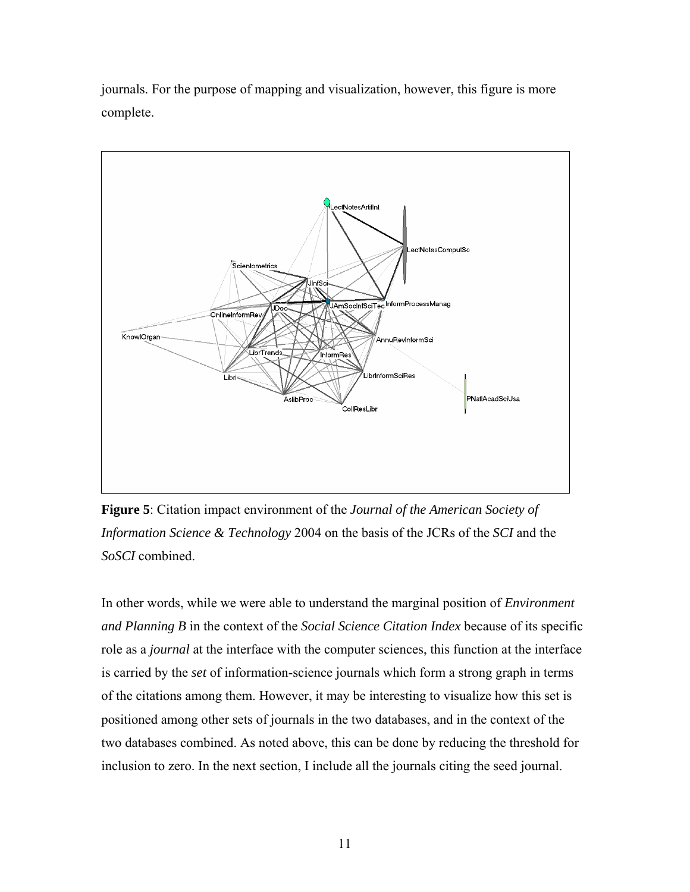journals. For the purpose of mapping and visualization, however, this figure is more complete.

**Figure 5**: Citation impact environment of the *Journal of the American Society of Information Science & Technology* 2004 on the basis of the JCRs of the *SCI* and the *SoSCI* combined.

In other words, while we were able to understand the marginal position of *Environment and Planning B* in the context of the *Social Science Citation Index* because of its specific role as a *journal* at the interface with the computer sciences, this function at the interface is carried by the *set* of information-science journals which form a strong graph in terms of the citations among them. However, it may be interesting to visualize how this set is positioned among other sets of journals in the two databases, and in the context of the two databases combined. As noted above, this can be done by reducing the threshold for inclusion to zero. In the next section, I include all the journals citing the seed journal.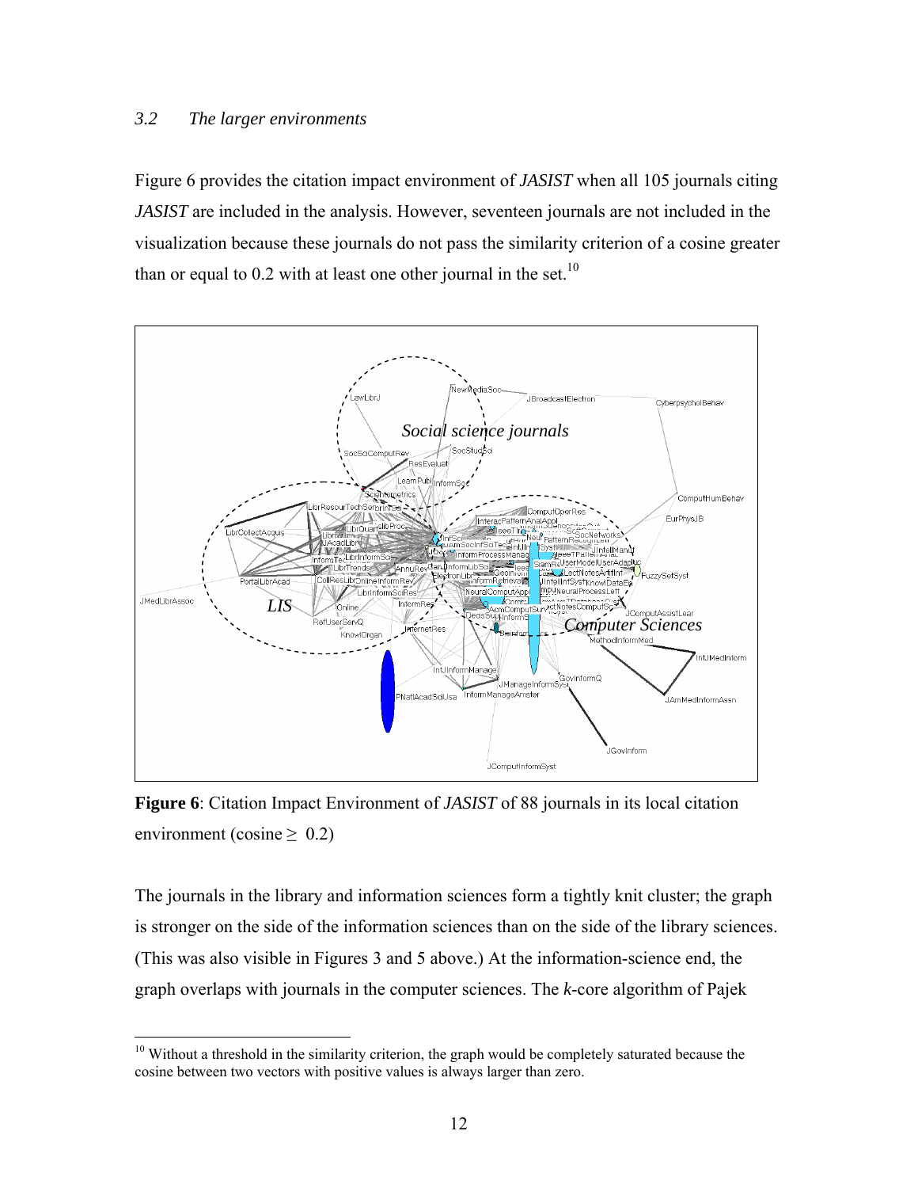### *3.2 The larger environments*

Figure 6 provides the citation impact environment of *JASIST* when all 105 journals citing *JASIST* are included in the analysis. However, seventeen journals are not included in the visualization because these journals do not pass the similarity criterion of a cosine greater than or equal to 0.2 with at least one other journal in the set.[10]

**Figure 6**: Citation Impact Environment of *JASIST* of 88 journals in its local citation environment (cosine ≥ 0.2)

The journals in the library and information sciences form a tightly knit cluster; the graph is stronger on the side of the information sciences than on the side of the library sciences. (This was also visible in Figures 3 and 5 above.) At the information-science end, the graph overlaps with journals in the computer sciences. The *k*-core algorithm of Pajek

[10] Without a threshold in the similarity criterion, the graph would be completely saturated because the cosine between two vectors with positive values is always larger than zero.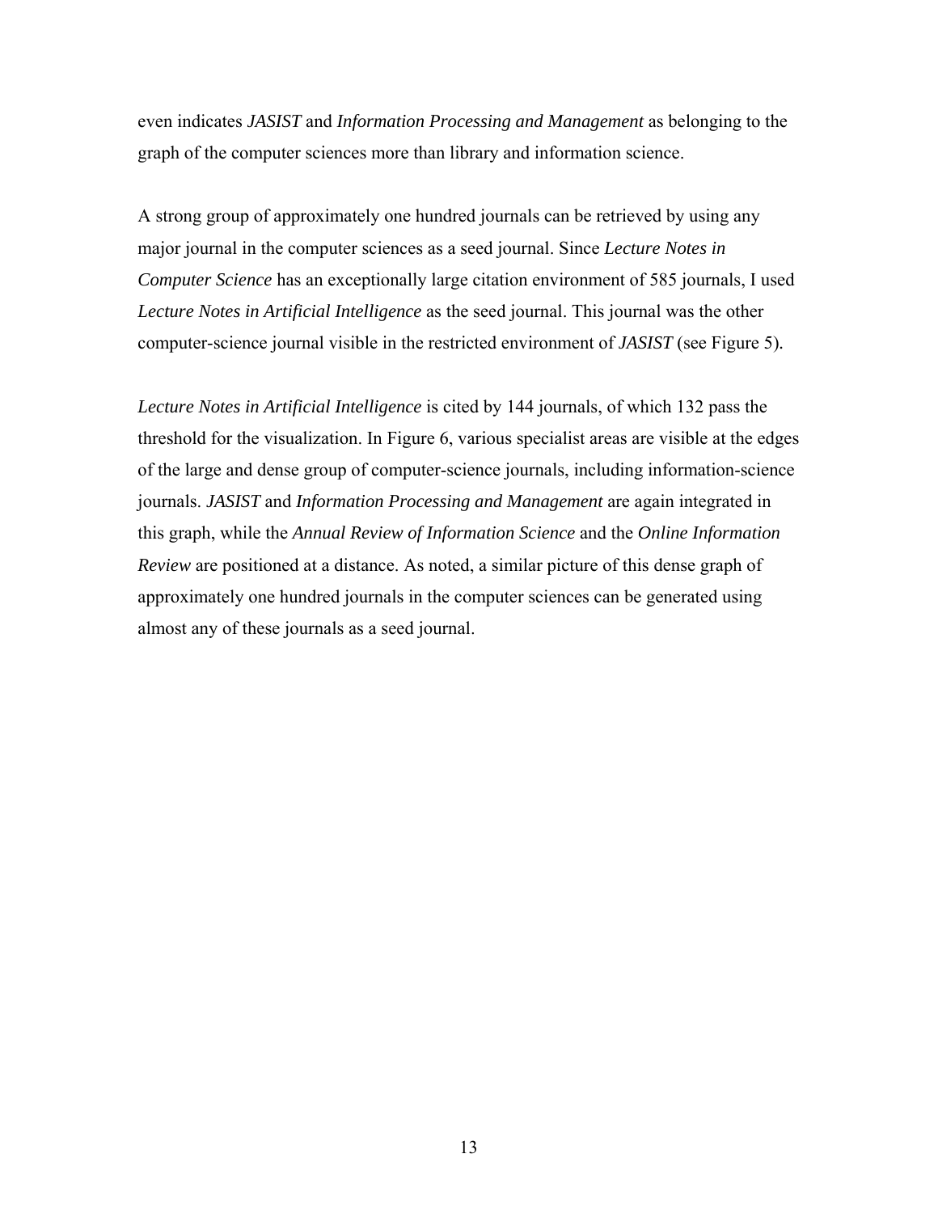even indicates *JASIST* and *Information Processing and Management* as belonging to the graph of the computer sciences more than library and information science.

A strong group of approximately one hundred journals can be retrieved by using any major journal in the computer sciences as a seed journal. Since *Lecture Notes in Computer Science* has an exceptionally large citation environment of 585 journals, I used *Lecture Notes in Artificial Intelligence* as the seed journal. This journal was the other computer-science journal visible in the restricted environment of *JASIST* (see Figure 5).

*Lecture Notes in Artificial Intelligence* is cited by 144 journals, of which 132 pass the threshold for the visualization. In Figure 6, various specialist areas are visible at the edges of the large and dense group of computer-science journals, including information-science journals. *JASIST* and *Information Processing and Management* are again integrated in this graph, while the *Annual Review of Information Science* and the *Online Information Review* are positioned at a distance. As noted, a similar picture of this dense graph of approximately one hundred journals in the computer sciences can be generated using almost any of these journals as a seed journal.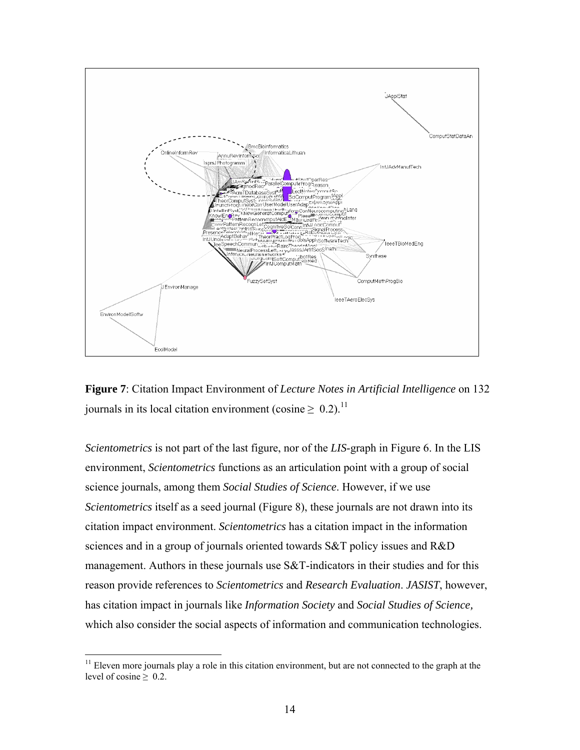**Figure 7**: Citation Impact Environment of *Lecture Notes in Artificial Intelligence* on 132 journals in its local citation environment (cosine ≥ 0.2).[11]

*Scientometrics* is not part of the last figure, nor of the *LIS*-graph in Figure 6. In the LIS environment, *Scientometrics* functions as an articulation point with a group of social science journals, among them *Social Studies of Science*. However, if we use *Scientometrics* itself as a seed journal (Figure 8), these journals are not drawn into its citation impact environment. *Scientometrics* has a citation impact in the information sciences and in a group of journals oriented towards S&T policy issues and R&D management. Authors in these journals use S&T-indicators in their studies and for this reason provide references to *Scientometrics* and *Research Evaluation*. *JASIST*, however, has citation impact in journals like *Information Society* and *Social Studies of Science*, which also consider the social aspects of information and communication technologies.

[11] Eleven more journals play a role in this citation environment, but are not connected to the graph at the level of cosine ≥ 0.2.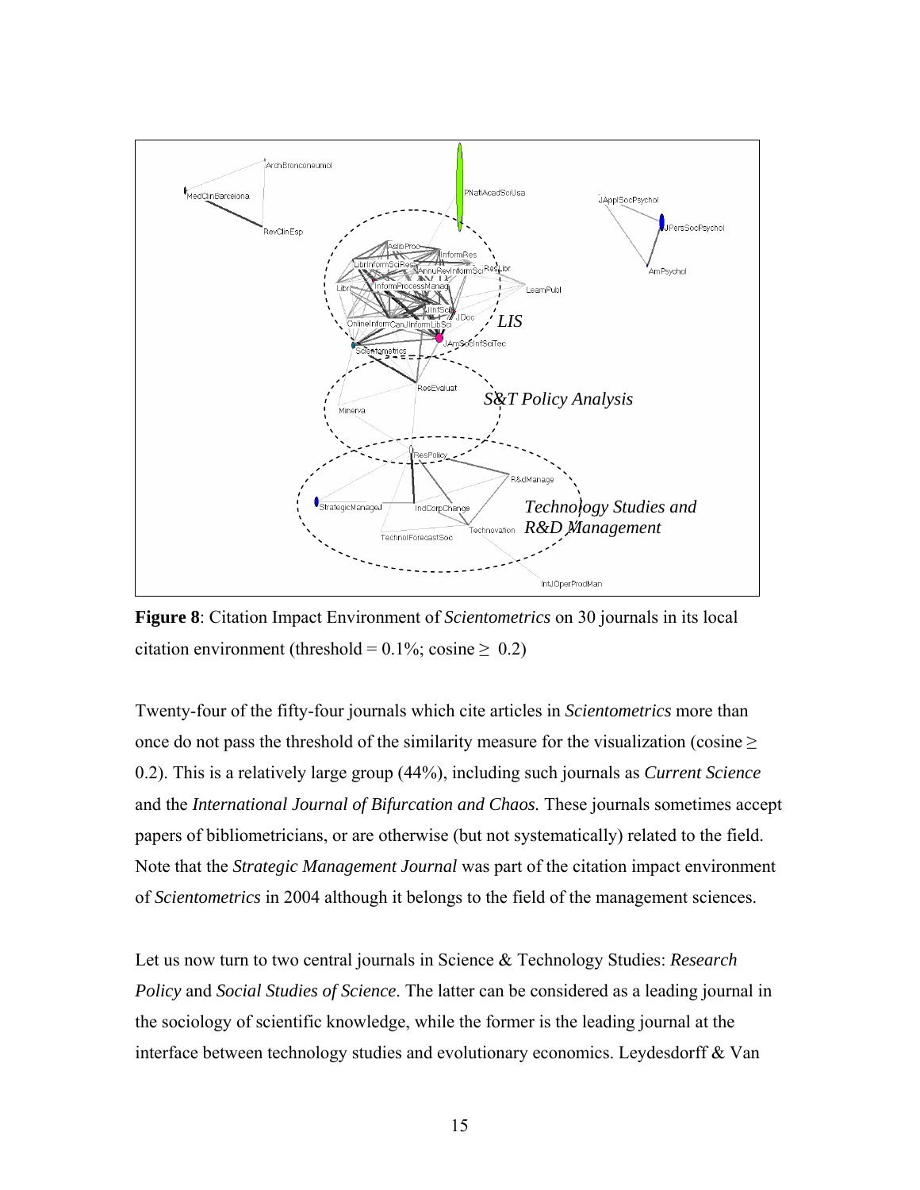**Figure 8**: Citation Impact Environment of *Scientometrics* on 30 journals in its local citation environment (threshold = 0.1%; cosine ≥ 0.2)

Twenty-four of the fifty-four journals which cite articles in *Scientometrics* more than once do not pass the threshold of the similarity measure for the visualization (cosine ≥ 0.2). This is a relatively large group (44%), including such journals as *Current Science* and the *International Journal of Bifurcation and Chaos.* These journals sometimes accept papers of bibliometricians, or are otherwise (but not systematically) related to the field. Note that the *Strategic Management Journal* was part of the citation impact environment of *Scientometrics* in 2004 although it belongs to the field of the management sciences.

Let us now turn to two central journals in Science & Technology Studies: *Research Policy* and *Social Studies of Science*. The latter can be considered as a leading journal in the sociology of scientific knowledge, while the former is the leading journal at the interface between technology studies and evolutionary economics. Leydesdorff & Van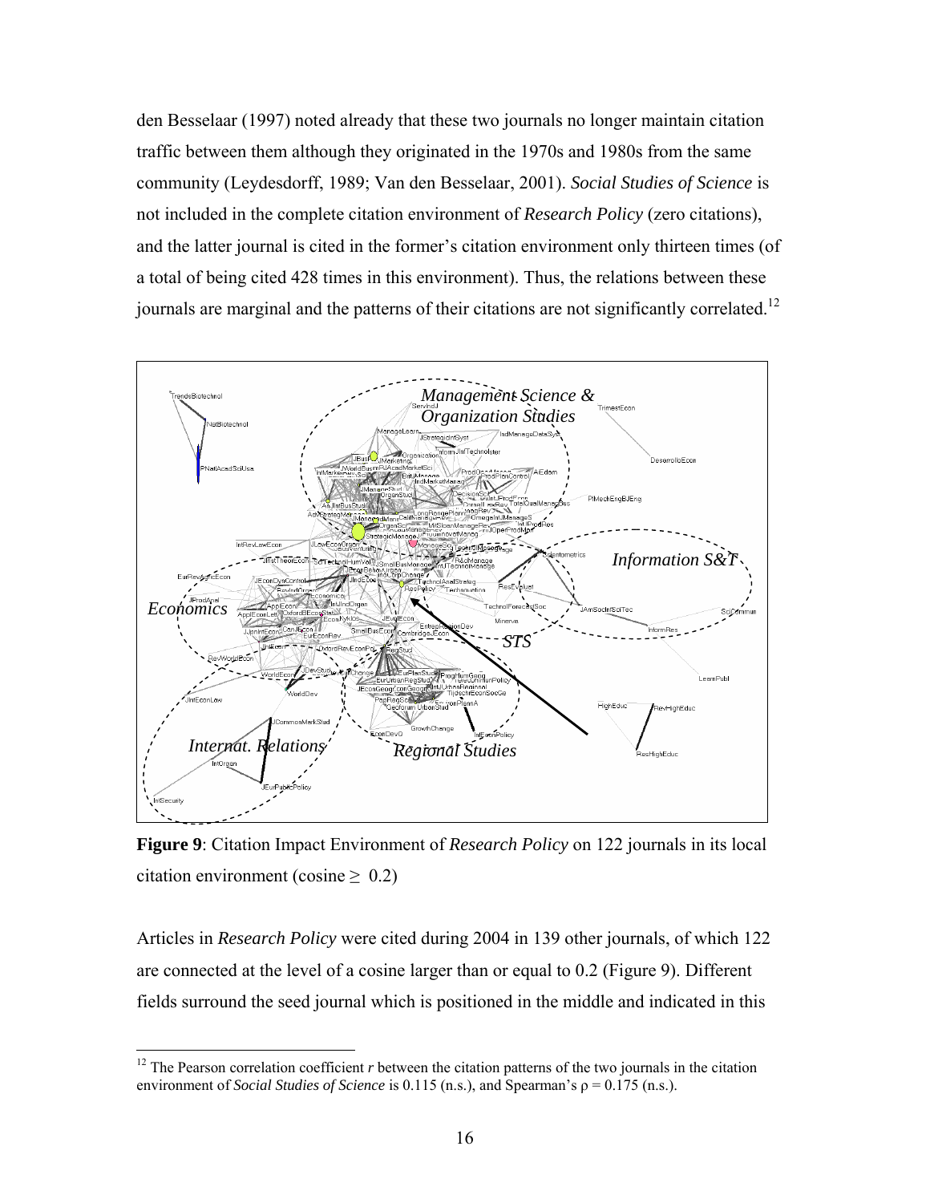den Besselaar (1997) noted already that these two journals no longer maintain citation traffic between them although they originated in the 1970s and 1980s from the same community (Leydesdorff, 1989; Van den Besselaar, 2001). *Social Studies of Science* is not included in the complete citation environment of *Research Policy* (zero citations), and the latter journal is cited in the former's citation environment only thirteen times (of a total of being cited 428 times in this environment). Thus, the relations between these journals are marginal and the patterns of their citations are not significantly correlated.[12]

**Figure 9**: Citation Impact Environment of *Research Policy* on 122 journals in its local citation environment (cosine ≥ 0.2)

Articles in *Research Policy* were cited during 2004 in 139 other journals, of which 122 are connected at the level of a cosine larger than or equal to 0.2 (Figure 9). Different fields surround the seed journal which is positioned in the middle and indicated in this

[12] The Pearson correlation coefficient $r$ between the citation patterns of the two journals in the citation environment of *Social Studies of Science* is 0.115 (n.s.), and Spearman's $\rho = 0.175$ (n.s.).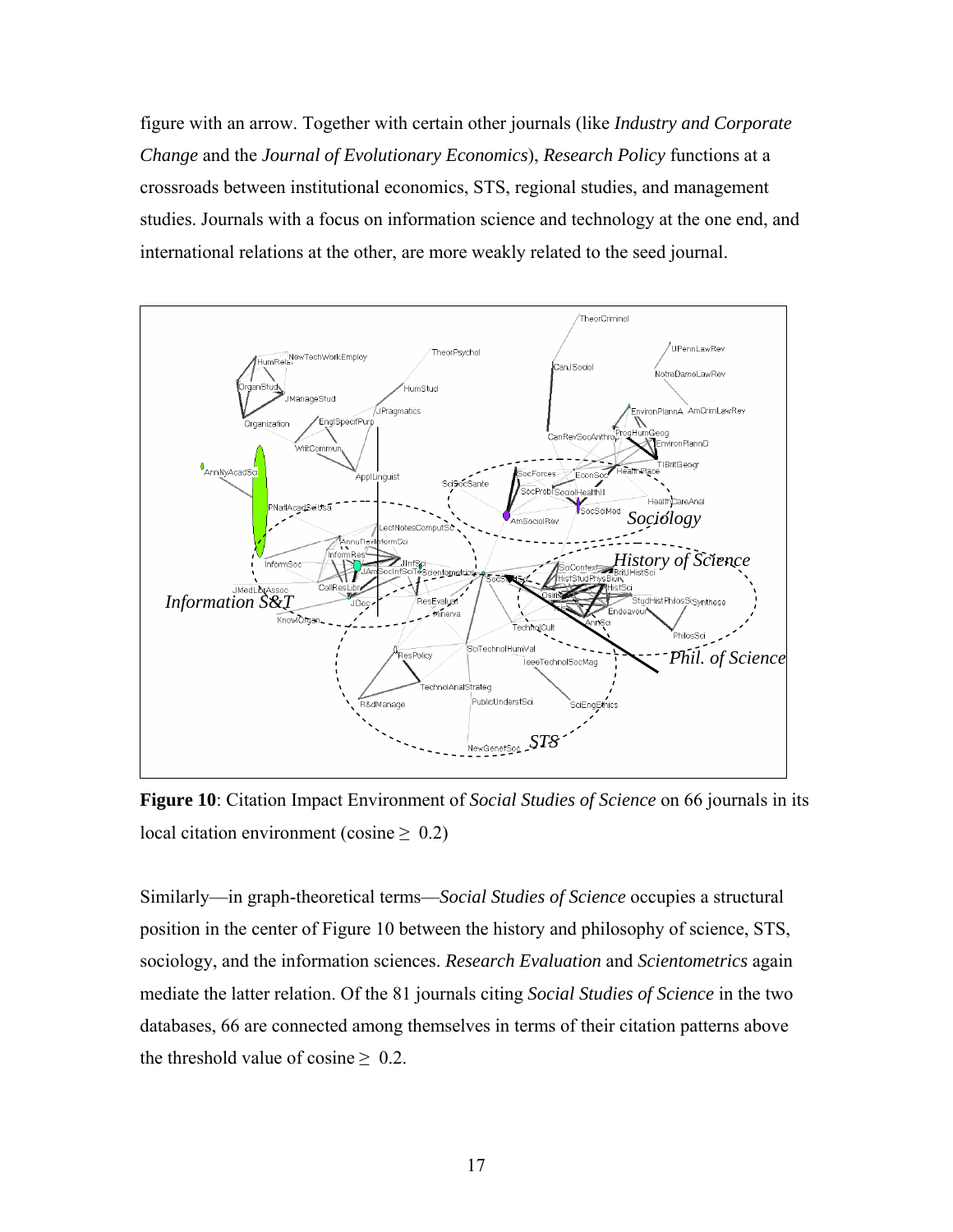figure with an arrow. Together with certain other journals (like *Industry and Corporate Change* and the *Journal of Evolutionary Economics*), *Research Policy* functions at a crossroads between institutional economics, STS, regional studies, and management studies. Journals with a focus on information science and technology at the one end, and international relations at the other, are more weakly related to the seed journal.

**Figure 10**: Citation Impact Environment of *Social Studies of Science* on 66 journals in its local citation environment (cosine ≥ 0.2)

Similarly—in graph-theoretical terms—*Social Studies of Science* occupies a structural position in the center of Figure 10 between the history and philosophy of science, STS, sociology, and the information sciences. *Research Evaluation* and *Scientometrics* again mediate the latter relation. Of the 81 journals citing *Social Studies of Science* in the two databases, 66 are connected among themselves in terms of their citation patterns above the threshold value of cosine ≥ 0.2.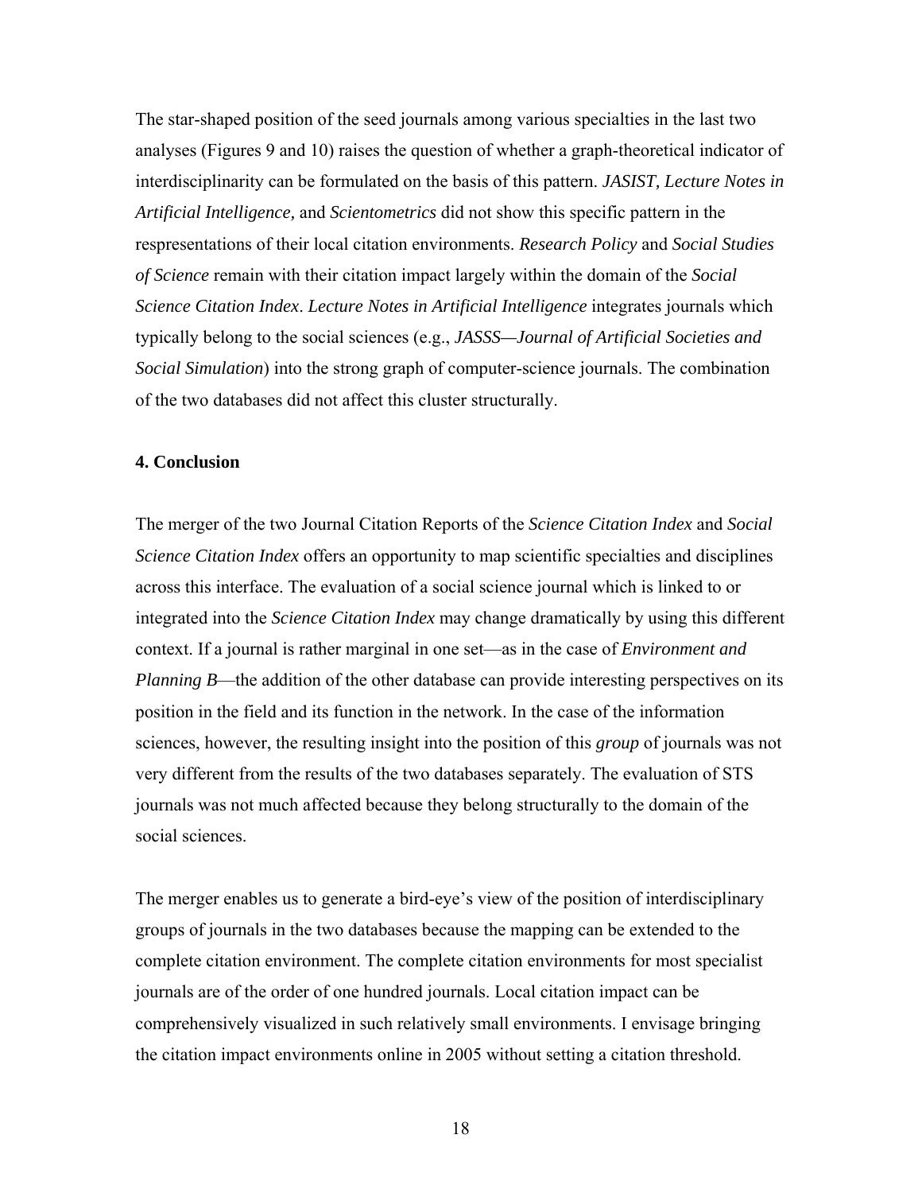The star-shaped position of the seed journals among various specialties in the last two analyses (Figures 9 and 10) raises the question of whether a graph-theoretical indicator of interdisciplinarity can be formulated on the basis of this pattern. *JASIST, Lecture Notes in Artificial Intelligence,* and *Scientometrics* did not show this specific pattern in the respresentations of their local citation environments. *Research Policy* and *Social Studies of Science* remain with their citation impact largely within the domain of the *Social Science Citation Index*. *Lecture Notes in Artificial Intelligence* integrates journals which typically belong to the social sciences (e.g., *JASSS—Journal of Artificial Societies and Social Simulation*) into the strong graph of computer-science journals. The combination of the two databases did not affect this cluster structurally.

## 4. Conclusion

The merger of the two Journal Citation Reports of the *Science Citation Index* and *Social Science Citation Index* offers an opportunity to map scientific specialties and disciplines across this interface. The evaluation of a social science journal which is linked to or integrated into the *Science Citation Index* may change dramatically by using this different context. If a journal is rather marginal in one set—as in the case of *Environment and Planning B*—the addition of the other database can provide interesting perspectives on its position in the field and its function in the network. In the case of the information sciences, however, the resulting insight into the position of this *group* of journals was not very different from the results of the two databases separately. The evaluation of STS journals was not much affected because they belong structurally to the domain of the social sciences.

The merger enables us to generate a bird-eye's view of the position of interdisciplinary groups of journals in the two databases because the mapping can be extended to the complete citation environment. The complete citation environments for most specialist journals are of the order of one hundred journals. Local citation impact can be comprehensively visualized in such relatively small environments. I envisage bringing the citation impact environments online in 2005 without setting a citation threshold.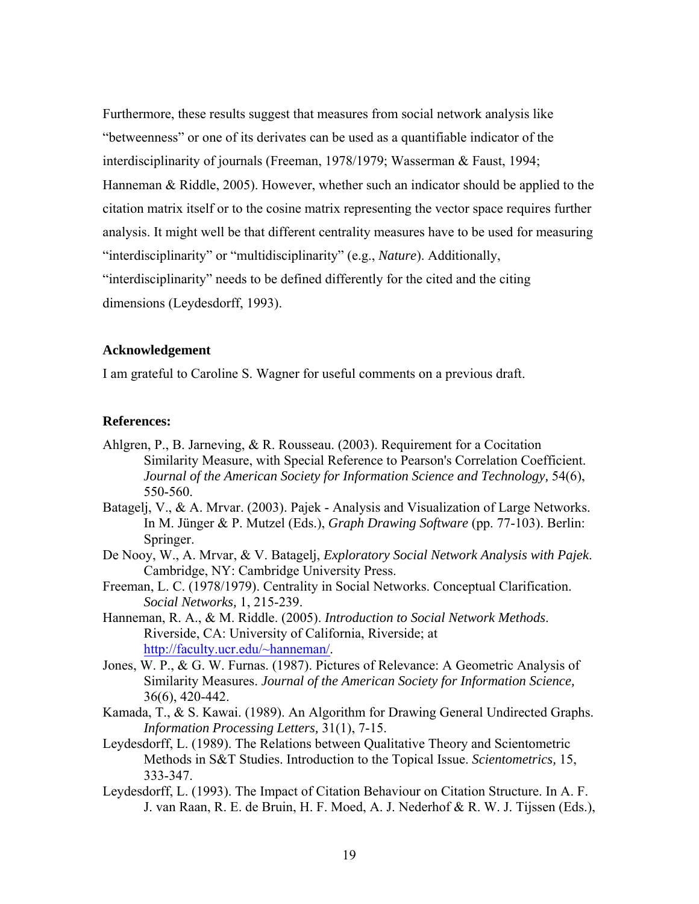Furthermore, these results suggest that measures from social network analysis like "betweenness" or one of its derivates can be used as a quantifiable indicator of the interdisciplinarity of journals (Freeman, 1978/1979; Wasserman & Faust, 1994; Hanneman & Riddle, 2005). However, whether such an indicator should be applied to the citation matrix itself or to the cosine matrix representing the vector space requires further analysis. It might well be that different centrality measures have to be used for measuring "interdisciplinarity" or "multidisciplinarity" (e.g., *Nature*). Additionally, "interdisciplinarity" needs to be defined differently for the cited and the citing dimensions (Leydesdorff, 1993).

### Acknowledgement

I am grateful to Caroline S. Wagner for useful comments on a previous draft.

### References:

Ahlgren, P., B. Jarneving, & R. Rousseau. (2003). Requirement for a Cocitation Similarity Measure, with Special Reference to Pearson's Correlation Coefficient. *Journal of the American Society for Information Science and Technology,* 54(6), 550-560.

Batagelj, V., & A. Mrvar. (2003). Pajek - Analysis and Visualization of Large Networks. In M. Jünger & P. Mutzel (Eds.), *Graph Drawing Software* (pp. 77-103). Berlin: Springer.

De Nooy, W., A. Mrvar, & V. Batagelj, *Exploratory Social Network Analysis with Pajek*. Cambridge, NY: Cambridge University Press.

Freeman, L. C. (1978/1979). Centrality in Social Networks. Conceptual Clarification. *Social Networks,* 1, 215-239.

Hanneman, R. A., & M. Riddle. (2005). *Introduction to Social Network Methods*. Riverside, CA: University of California, Riverside; at http://faculty.ucr.edu/~hanneman/.

Jones, W. P., & G. W. Furnas. (1987). Pictures of Relevance: A Geometric Analysis of Similarity Measures. *Journal of the American Society for Information Science,* 36(6), 420-442.

Kamada, T., & S. Kawai. (1989). An Algorithm for Drawing General Undirected Graphs. *Information Processing Letters,* 31(1), 7-15.

Leydesdorff, L. (1989). The Relations between Qualitative Theory and Scientometric Methods in S&T Studies. Introduction to the Topical Issue. *Scientometrics,* 15, 333-347.

Leydesdorff, L. (1993). The Impact of Citation Behaviour on Citation Structure. In A. F. J. van Raan, R. E. de Bruin, H. F. Moed, A. J. Nederhof & R. W. J. Tijssen (Eds.),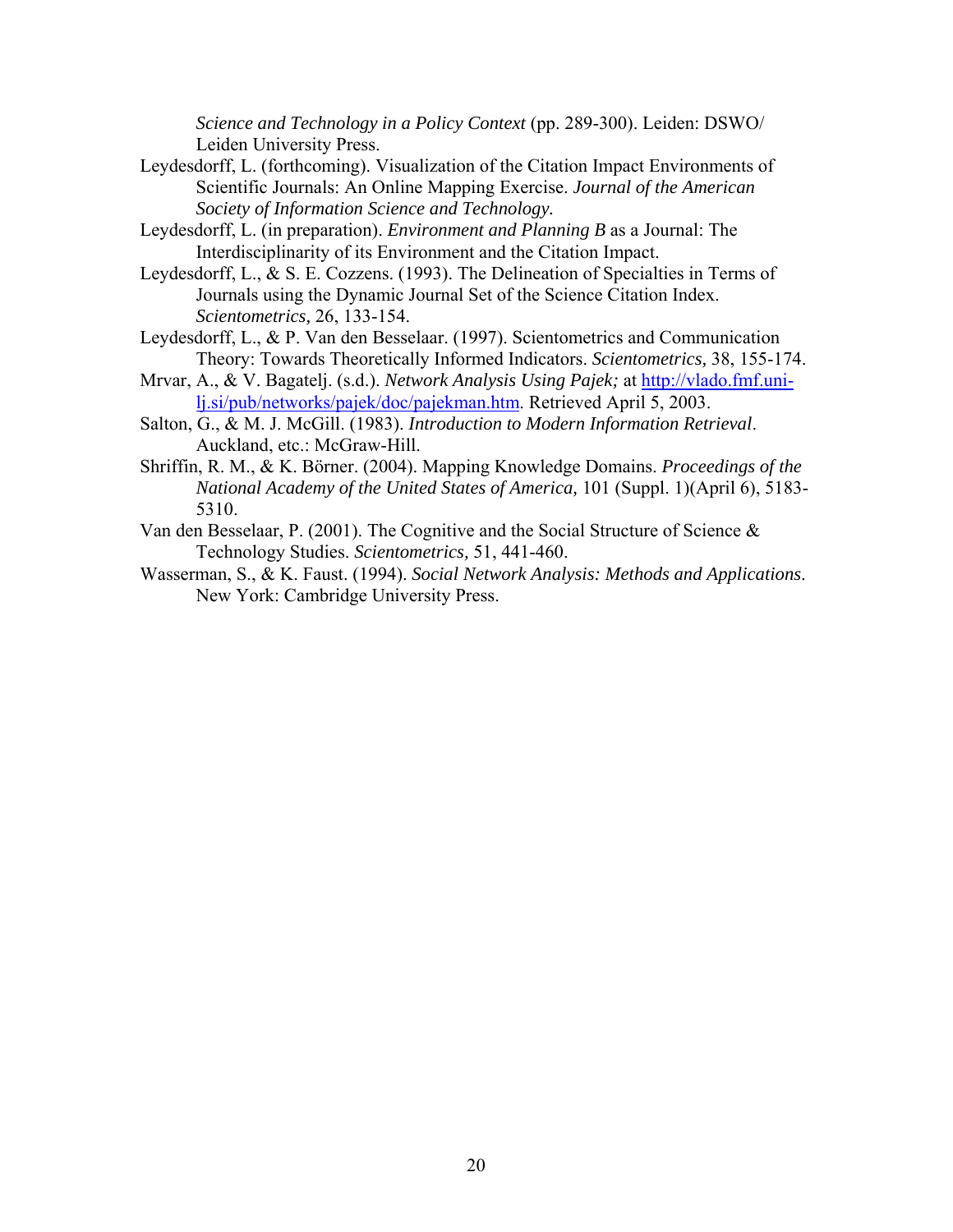*Science and Technology in a Policy Context* (pp. 289-300). Leiden: DSWO/ Leiden University Press.

Leydesdorff, L. (forthcoming). Visualization of the Citation Impact Environments of Scientific Journals: An Online Mapping Exercise. *Journal of the American Society of Information Science and Technology.*

Leydesdorff, L. (in preparation). *Environment and Planning B* as a Journal: The Interdisciplinarity of its Environment and the Citation Impact.

Leydesdorff, L., & S. E. Cozzens. (1993). The Delineation of Specialties in Terms of Journals using the Dynamic Journal Set of the Science Citation Index. *Scientometrics,* 26, 133-154.

Leydesdorff, L., & P. Van den Besselaar. (1997). Scientometrics and Communication Theory: Towards Theoretically Informed Indicators. *Scientometrics,* 38, 155-174.

Mrvar, A., & V. Bagatelj. (s.d.). *Network Analysis Using Pajek;* at http://vlado.fmf.uni-lj.si/pub/networks/pajek/doc/pajekman.htm. Retrieved April 5, 2003.

Salton, G., & M. J. McGill. (1983). *Introduction to Modern Information Retrieval*. Auckland, etc.: McGraw-Hill.

Shriffin, R. M., & K. Börner. (2004). Mapping Knowledge Domains. *Proceedings of the National Academy of the United States of America,* 101 (Suppl. 1)(April 6), 5183-5310.

Van den Besselaar, P. (2001). The Cognitive and the Social Structure of Science & Technology Studies. *Scientometrics,* 51, 441-460.

Wasserman, S., & K. Faust. (1994). *Social Network Analysis: Methods and Applications*. New York: Cambridge University Press.